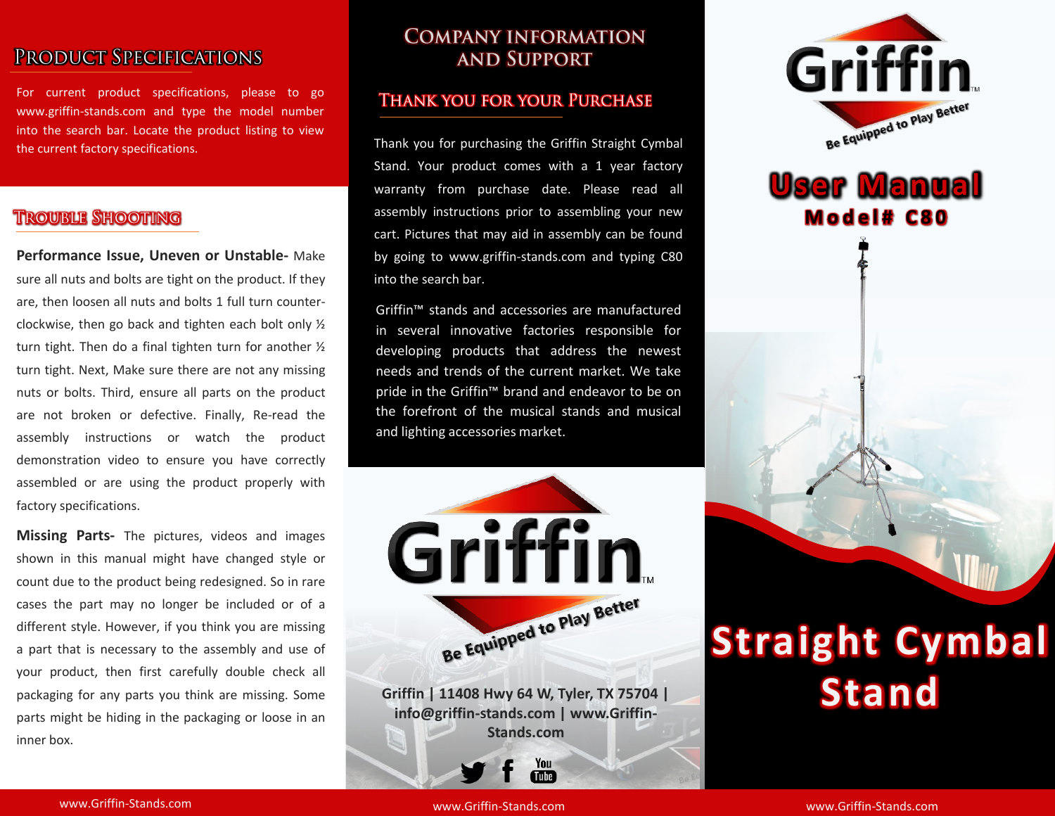## Product Specifications

For current product specifications, please to go www.griffin-stands.com and type the model number into the search bar. Locate the product listing to view the current factory specifications.

## Trouble Shooting

**Performance Issue, Uneven or Unstable-** Make sure all nuts and bolts are tight on the product. If they are, then loosen all nuts and bolts 1 full turn counter-clockwise, then go back and tighten each bolt only ½ turn tight. Then do a final tighten turn for another ½ turn tight. Next, Make sure there are not any missing nuts or bolts. Third, ensure all parts on the product are not broken or defective. Finally, Re-read the assembly instructions or watch the product demonstration video to ensure you have correctly assembled or are using the product properly with factory specifications.

**Missing Parts-** The pictures, videos and images shown in this manual might have changed style or count due to the product being redesigned. So in rare cases the part may no longer be included or of a different style. However, if you think you are missing a part that is necessary to the assembly and use of your product, then first carefully double check all packaging for any parts you think are missing. Some parts might be hiding in the packaging or loose in an inner box.

## Company Information and Support

### Thank You for Your Purchase

Thank you for purchasing the Griffin Straight Cymbal Stand. Your product comes with a 1 year factory warranty from purchase date. Please read all assembly instructions prior to assembling your new cart. Pictures that may aid in assembly can be found by going to www.griffin-stands.com and typing C80 into the search bar.

Griffin™ stands and accessories are manufactured in several innovative factories responsible for developing products that address the newest needs and trends of the current market. We take pride in the Griffin™ brand and endeavor to be on the forefront of the musical stands and musical and lighting accessories market.

Griffin™
Be Equipped to Play Better

**Griffin | 11408 Hwy 64 W, Tyler, TX 75704 | info@griffin-stands.com | www.Griffin-Stands.com**

Griffin™
Be Equipped to Play Better

# User Manual

## Model# C80

# Straight Cymbal Stand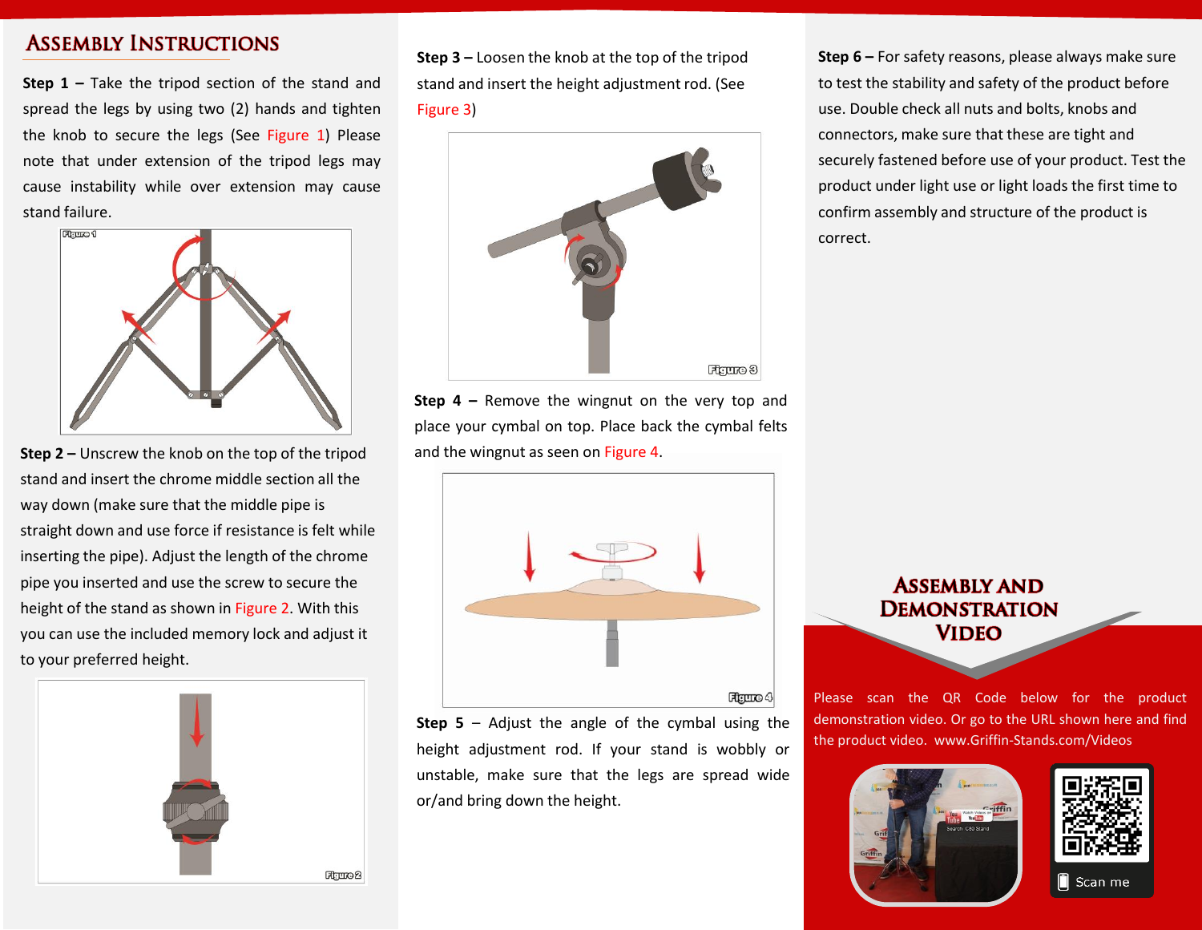# Assembly Instructions

**Step 1 –** Take the tripod section of the stand and spread the legs by using two (2) hands and tighten the knob to secure the legs (See Figure 1) Please note that under extension of the tripod legs may cause instability while over extension may cause stand failure.

Figure 1

**Step 2 –** Unscrew the knob on the top of the tripod stand and insert the chrome middle section all the way down (make sure that the middle pipe is straight down and use force if resistance is felt while inserting the pipe). Adjust the length of the chrome pipe you inserted and use the screw to secure the height of the stand as shown in Figure 2. With this you can use the included memory lock and adjust it to your preferred height.

Figure 2

**Step 3 –** Loosen the knob at the top of the tripod stand and insert the height adjustment rod. (See Figure 3)

Figure 3

**Step 4 –** Remove the wingnut on the very top and place your cymbal on top. Place back the cymbal felts and the wingnut as seen on Figure 4.

Figure 4

**Step 5 –** Adjust the angle of the cymbal using the height adjustment rod. If your stand is wobbly or unstable, make sure that the legs are spread wide or/and bring down the height.

**Step 6 –** For safety reasons, please always make sure to test the stability and safety of the product before use. Double check all nuts and bolts, knobs and connectors, make sure that these are tight and securely fastened before use of your product. Test the product under light use or light loads the first time to confirm assembly and structure of the product is correct.

## Assembly and Demonstration Video

Please scan the QR Code below for the product demonstration video. Or go to the URL shown here and find the product video. www.Griffin-Stands.com/Videos

Scan me